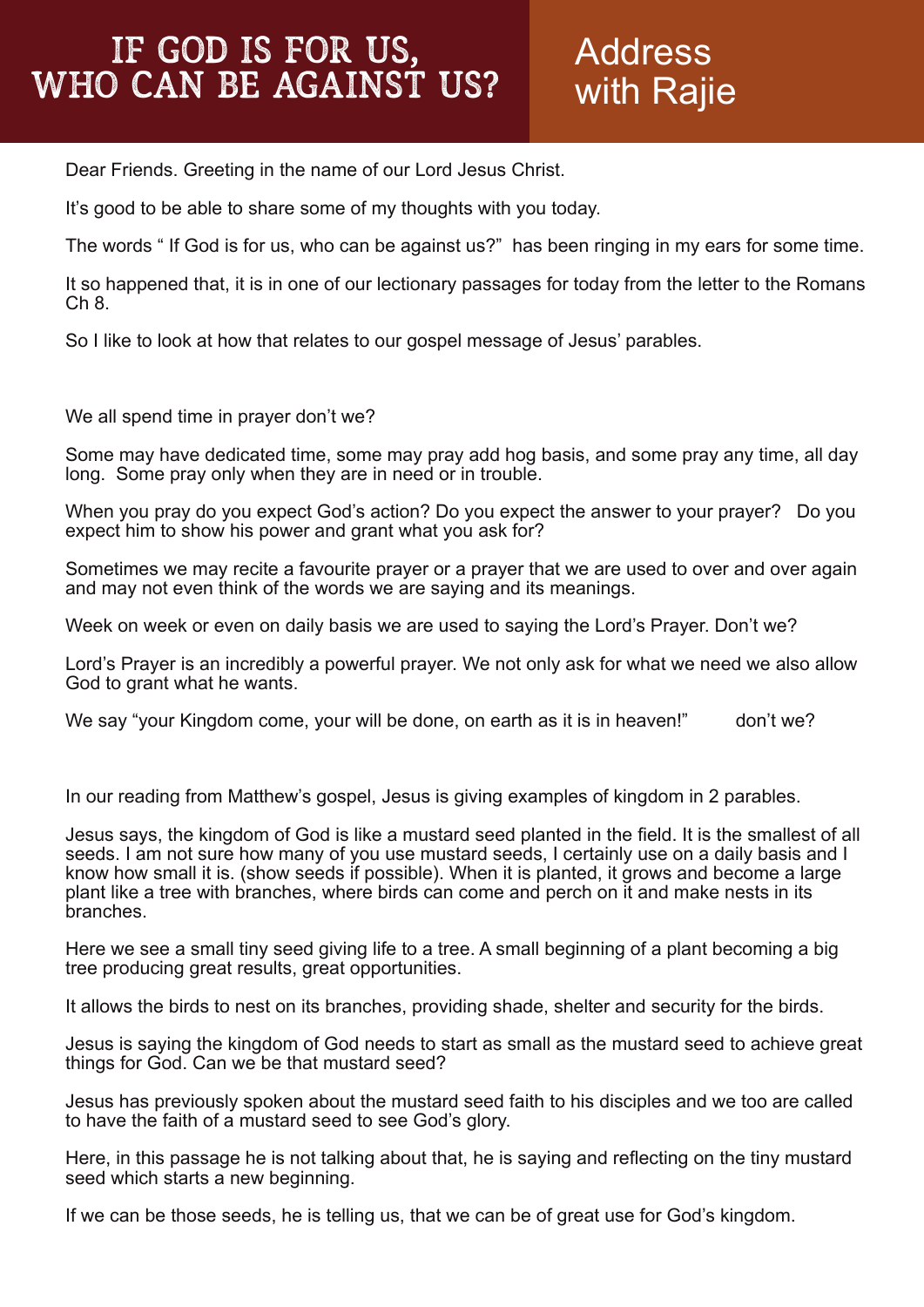# IF GOD IS FOR US, WHO CAN BE AGAINST US?

## Address with Rajie

Dear Friends. Greeting in the name of our Lord Jesus Christ.

It's good to be able to share some of my thoughts with you today.

The words " If God is for us, who can be against us?" has been ringing in my ears for some time.

It so happened that, it is in one of our lectionary passages for today from the letter to the Romans Ch 8.

So I like to look at how that relates to our gospel message of Jesus' parables.

We all spend time in prayer don't we?

Some may have dedicated time, some may pray add hog basis, and some pray any time, all day long. Some pray only when they are in need or in trouble.

When you pray do you expect God's action? Do you expect the answer to your prayer? Do you expect him to show his power and grant what you ask for?

Sometimes we may recite a favourite prayer or a prayer that we are used to over and over again and may not even think of the words we are saying and its meanings.

Week on week or even on daily basis we are used to saying the Lord's Prayer. Don't we?

Lord's Prayer is an incredibly a powerful prayer. We not only ask for what we need we also allow God to grant what he wants.

We say "your Kingdom come, your will be done, on earth as it is in heaven!" don't we?

In our reading from Matthew's gospel, Jesus is giving examples of kingdom in 2 parables.

Jesus says, the kingdom of God is like a mustard seed planted in the field. It is the smallest of all seeds. I am not sure how many of you use mustard seeds, I certainly use on a daily basis and I know how small it is. (show seeds if possible). When it is planted, it grows and become a large plant like a tree with branches, where birds can come and perch on it and make nests in its branches.

Here we see a small tiny seed giving life to a tree. A small beginning of a plant becoming a big tree producing great results, great opportunities.

It allows the birds to nest on its branches, providing shade, shelter and security for the birds.

Jesus is saying the kingdom of God needs to start as small as the mustard seed to achieve great things for God. Can we be that mustard seed?

Jesus has previously spoken about the mustard seed faith to his disciples and we too are called to have the faith of a mustard seed to see God's glory.

Here, in this passage he is not talking about that, he is saying and reflecting on the tiny mustard seed which starts a new beginning.

If we can be those seeds, he is telling us, that we can be of great use for God's kingdom.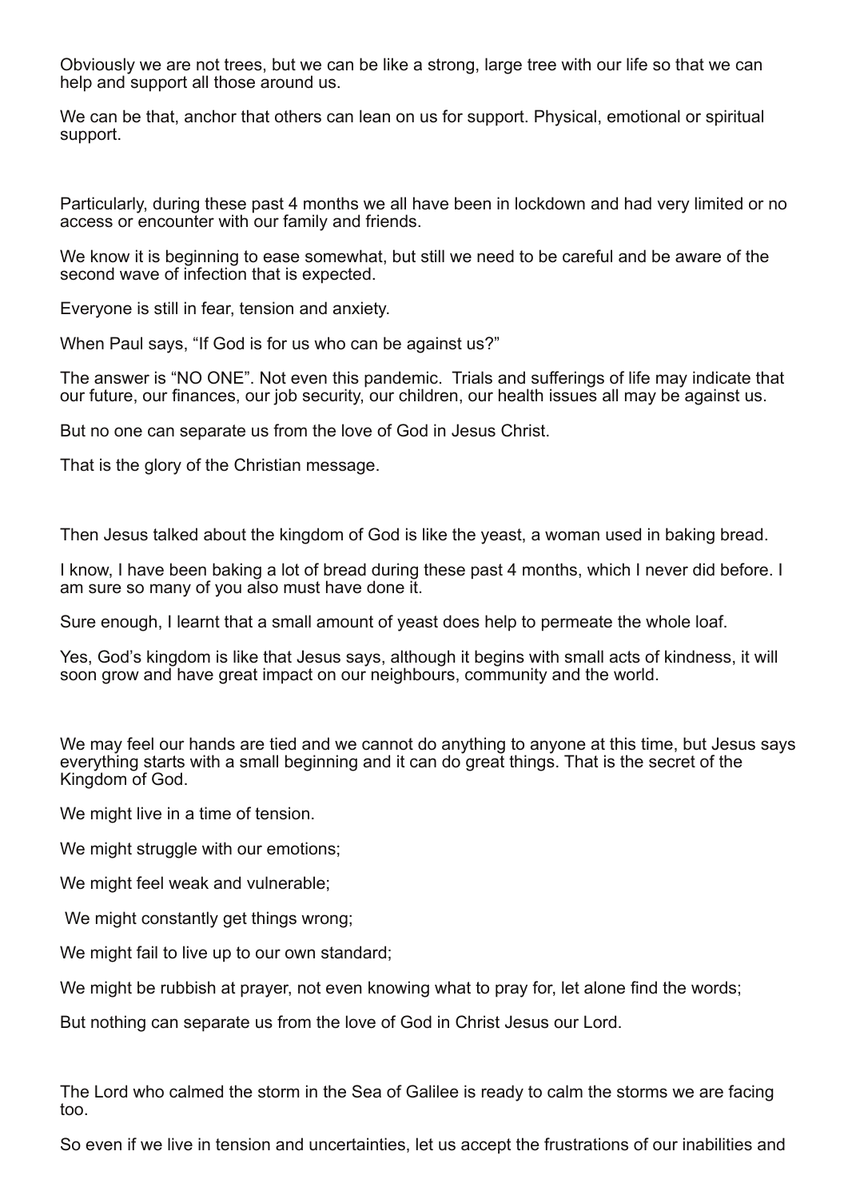Obviously we are not trees, but we can be like a strong, large tree with our life so that we can help and support all those around us.

We can be that, anchor that others can lean on us for support. Physical, emotional or spiritual support.

Particularly, during these past 4 months we all have been in lockdown and had very limited or no access or encounter with our family and friends.

We know it is beginning to ease somewhat, but still we need to be careful and be aware of the second wave of infection that is expected.

Everyone is still in fear, tension and anxiety.

When Paul says, "If God is for us who can be against us?"

The answer is "NO ONE". Not even this pandemic. Trials and sufferings of life may indicate that our future, our finances, our job security, our children, our health issues all may be against us.

But no one can separate us from the love of God in Jesus Christ.

That is the glory of the Christian message.

Then Jesus talked about the kingdom of God is like the yeast, a woman used in baking bread.

I know, I have been baking a lot of bread during these past 4 months, which I never did before. I am sure so many of you also must have done it.

Sure enough, I learnt that a small amount of yeast does help to permeate the whole loaf.

Yes, God's kingdom is like that Jesus says, although it begins with small acts of kindness, it will soon grow and have great impact on our neighbours, community and the world.

We may feel our hands are tied and we cannot do anything to anyone at this time, but Jesus says everything starts with a small beginning and it can do great things. That is the secret of the Kingdom of God.

We might live in a time of tension.

We might struggle with our emotions;

We might feel weak and vulnerable;

We might constantly get things wrong;

We might fail to live up to our own standard;

We might be rubbish at prayer, not even knowing what to pray for, let alone find the words;

But nothing can separate us from the love of God in Christ Jesus our Lord.

The Lord who calmed the storm in the Sea of Galilee is ready to calm the storms we are facing too.

So even if we live in tension and uncertainties, let us accept the frustrations of our inabilities and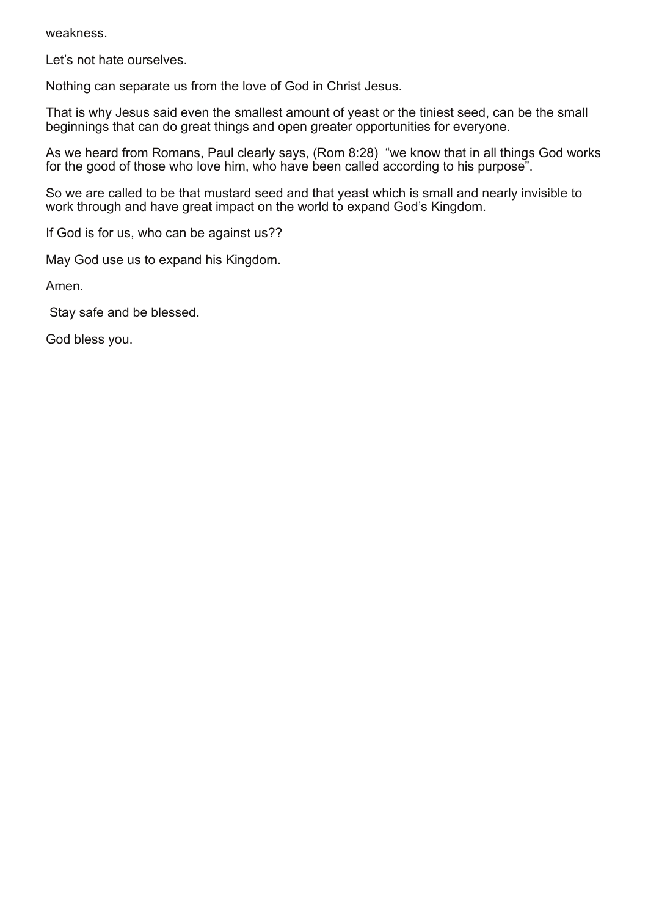weakness.

Let's not hate ourselves.

Nothing can separate us from the love of God in Christ Jesus.

That is why Jesus said even the smallest amount of yeast or the tiniest seed, can be the small beginnings that can do great things and open greater opportunities for everyone.

As we heard from Romans, Paul clearly says, (Rom 8:28)  "we know that in all things God works for the good of those who love him, who have been called according to his purpose".

So we are called to be that mustard seed and that yeast which is small and nearly invisible to work through and have great impact on the world to expand God's Kingdom.

If God is for us, who can be against us??

May God use us to expand his Kingdom.

Amen.

Stay safe and be blessed.

God bless you.